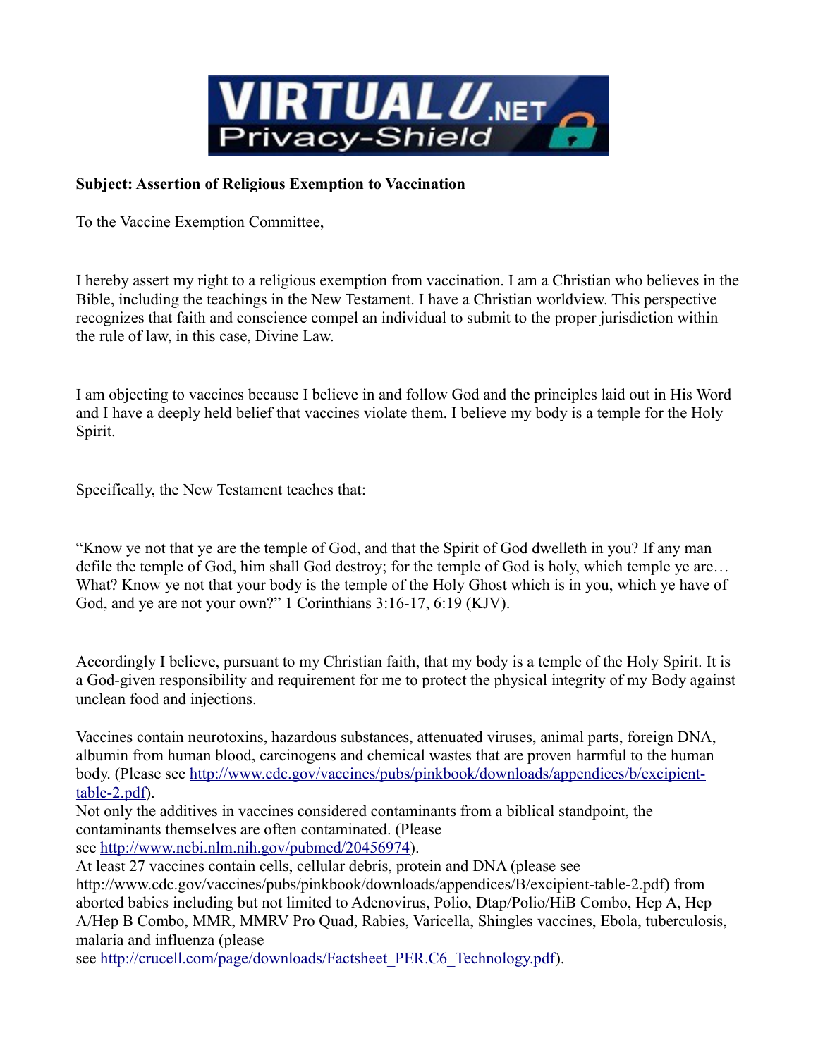**Subject: Assertion of Religious Exemption to Vaccination**

To the Vaccine Exemption Committee,

I hereby assert my right to a religious exemption from vaccination. I am a Christian who believes in the Bible, including the teachings in the New Testament. I have a Christian worldview. This perspective recognizes that faith and conscience compel an individual to submit to the proper jurisdiction within the rule of law, in this case, Divine Law.

I am objecting to vaccines because I believe in and follow God and the principles laid out in His Word and I have a deeply held belief that vaccines violate them. I believe my body is a temple for the Holy Spirit.

Specifically, the New Testament teaches that:

"Know ye not that ye are the temple of God, and that the Spirit of God dwelleth in you? If any man defile the temple of God, him shall God destroy; for the temple of God is holy, which temple ye are… What? Know ye not that your body is the temple of the Holy Ghost which is in you, which ye have of God, and ye are not your own?" 1 Corinthians 3:16-17, 6:19 (KJV).

Accordingly I believe, pursuant to my Christian faith, that my body is a temple of the Holy Spirit. It is a God-given responsibility and requirement for me to protect the physical integrity of my Body against unclean food and injections.

Vaccines contain neurotoxins, hazardous substances, attenuated viruses, animal parts, foreign DNA, albumin from human blood, carcinogens and chemical wastes that are proven harmful to the human body. (Please see http://www.cdc.gov/vaccines/pubs/pinkbook/downloads/appendices/b/excipient-table-2.pdf).
Not only the additives in vaccines considered contaminants from a biblical standpoint, the contaminants themselves are often contaminated. (Please see http://www.ncbi.nlm.nih.gov/pubmed/20456974).
At least 27 vaccines contain cells, cellular debris, protein and DNA (please see http://www.cdc.gov/vaccines/pubs/pinkbook/downloads/appendices/B/excipient-table-2.pdf) from aborted babies including but not limited to Adenovirus, Polio, Dtap/Polio/HiB Combo, Hep A, Hep A/Hep B Combo, MMR, MMRV Pro Quad, Rabies, Varicella, Shingles vaccines, Ebola, tuberculosis, malaria and influenza (please see http://crucell.com/page/downloads/Factsheet_PER.C6_Technology.pdf).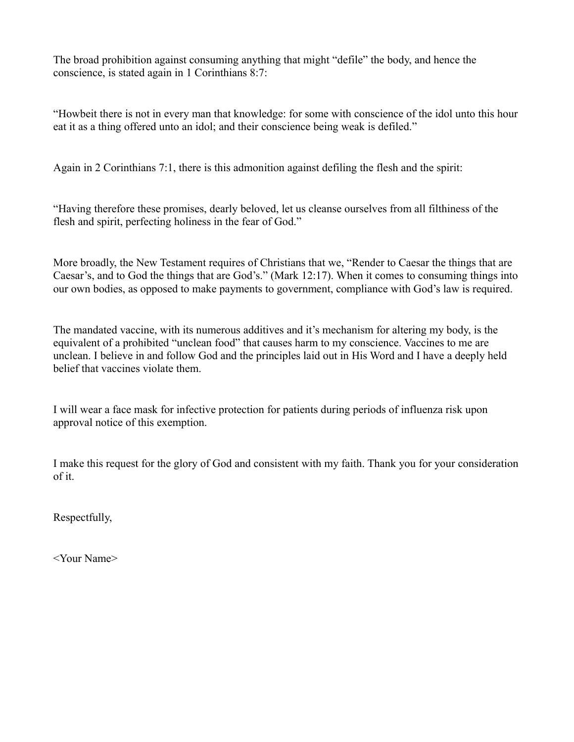The broad prohibition against consuming anything that might "defile" the body, and hence the conscience, is stated again in 1 Corinthians 8:7:

"Howbeit there is not in every man that knowledge: for some with conscience of the idol unto this hour eat it as a thing offered unto an idol; and their conscience being weak is defiled."

Again in 2 Corinthians 7:1, there is this admonition against defiling the flesh and the spirit:

"Having therefore these promises, dearly beloved, let us cleanse ourselves from all filthiness of the flesh and spirit, perfecting holiness in the fear of God."

More broadly, the New Testament requires of Christians that we, "Render to Caesar the things that are Caesar's, and to God the things that are God's." (Mark 12:17). When it comes to consuming things into our own bodies, as opposed to make payments to government, compliance with God's law is required.

The mandated vaccine, with its numerous additives and it's mechanism for altering my body, is the equivalent of a prohibited "unclean food" that causes harm to my conscience. Vaccines to me are unclean. I believe in and follow God and the principles laid out in His Word and I have a deeply held belief that vaccines violate them.

I will wear a face mask for infective protection for patients during periods of influenza risk upon approval notice of this exemption.

I make this request for the glory of God and consistent with my faith. Thank you for your consideration of it.

Respectfully,

<Your Name>